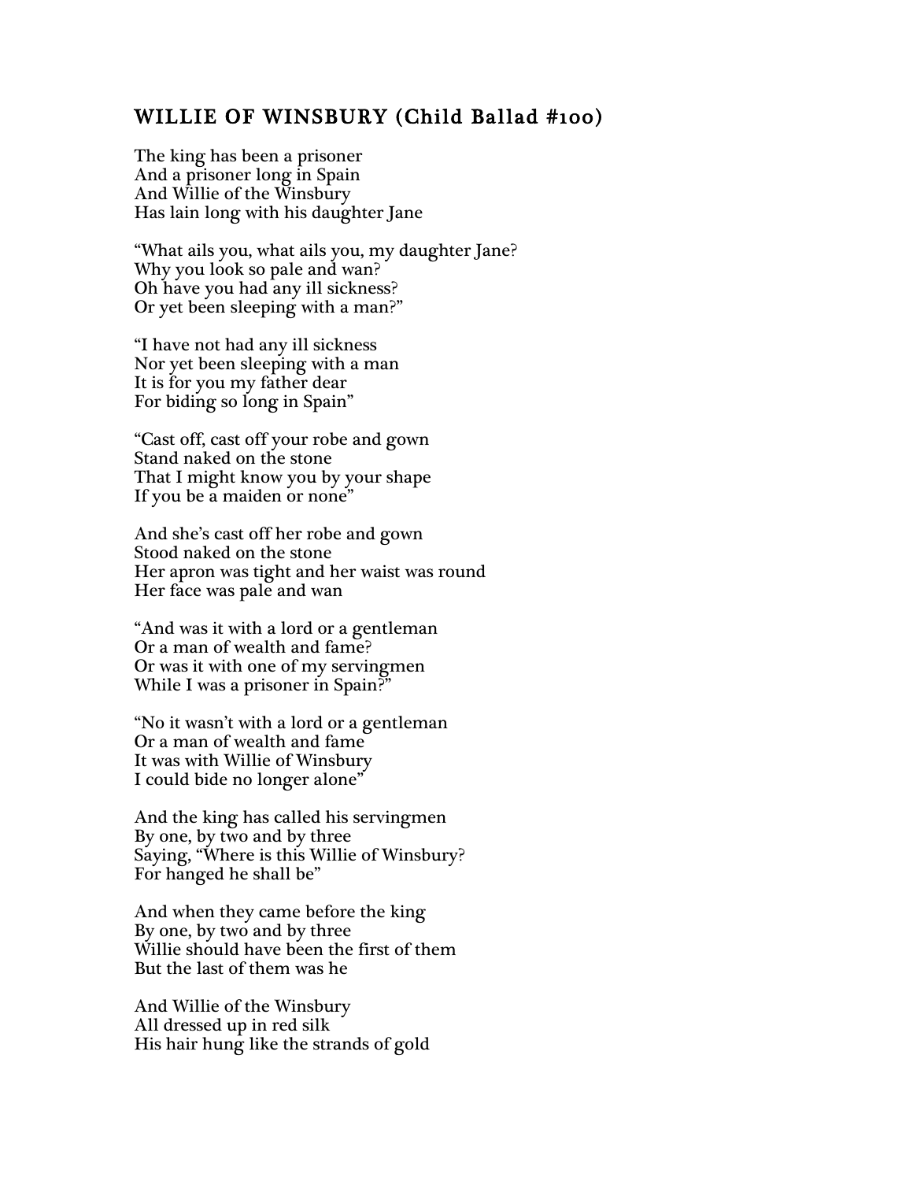## WILLIE OF WINSBURY (Child Ballad #100)

The king has been a prisoner  
And a prisoner long in Spain  
And Willie of the Winsbury  
Has lain long with his daughter Jane

"What ails you, what ails you, my daughter Jane?  
Why you look so pale and wan?  
Oh have you had any ill sickness?  
Or yet been sleeping with a man?"

"I have not had any ill sickness  
Nor yet been sleeping with a man  
It is for you my father dear  
For biding so long in Spain"

"Cast off, cast off your robe and gown  
Stand naked on the stone  
That I might know you by your shape  
If you be a maiden or none"

And she's cast off her robe and gown  
Stood naked on the stone  
Her apron was tight and her waist was round  
Her face was pale and wan

"And was it with a lord or a gentleman  
Or a man of wealth and fame?  
Or was it with one of my servingmen  
While I was a prisoner in Spain?"

"No it wasn't with a lord or a gentleman  
Or a man of wealth and fame  
It was with Willie of Winsbury  
I could bide no longer alone"

And the king has called his servingmen  
By one, by two and by three  
Saying, "Where is this Willie of Winsbury?  
For hanged he shall be"

And when they came before the king  
By one, by two and by three  
Willie should have been the first of them  
But the last of them was he

And Willie of the Winsbury  
All dressed up in red silk  
His hair hung like the strands of gold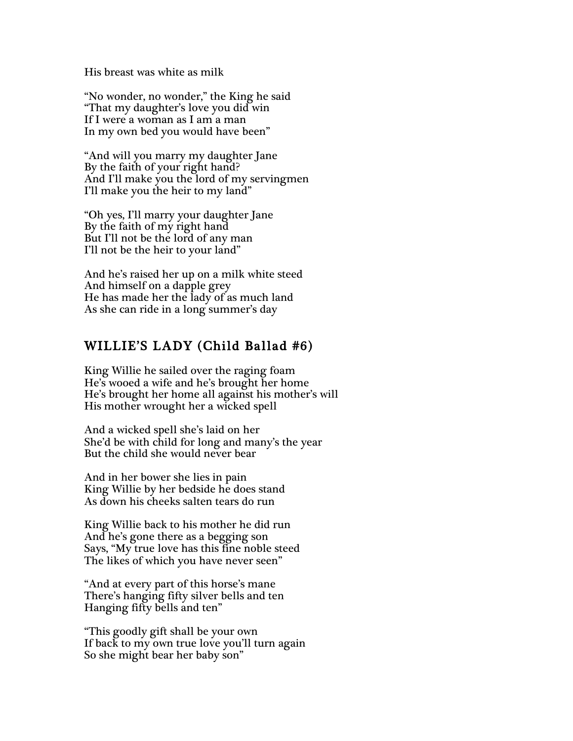His breast was white as milk

"No wonder, no wonder," the King he said
"That my daughter's love you did win
If I were a woman as I am a man
In my own bed you would have been"

"And will you marry my daughter Jane
By the faith of your right hand?
And I'll make you the lord of my servingmen
I'll make you the heir to my land"

"Oh yes, I'll marry your daughter Jane
By the faith of my right hand
But I'll not be the lord of any man
I'll not be the heir to your land"

And he's raised her up on a milk white steed
And himself on a dapple grey
He has made her the lady of as much land
As she can ride in a long summer's day

## WILLIE'S LADY (Child Ballad #6)

King Willie he sailed over the raging foam
He's wooed a wife and he's brought her home
He's brought her home all against his mother's will
His mother wrought her a wicked spell

And a wicked spell she's laid on her
She'd be with child for long and many's the year
But the child she would never bear

And in her bower she lies in pain
King Willie by her bedside he does stand
As down his cheeks salten tears do run

King Willie back to his mother he did run
And he's gone there as a begging son
Says, "My true love has this fine noble steed
The likes of which you have never seen"

"And at every part of this horse's mane
There's hanging fifty silver bells and ten
Hanging fifty bells and ten"

"This goodly gift shall be your own
If back to my own true love you'll turn again
So she might bear her baby son"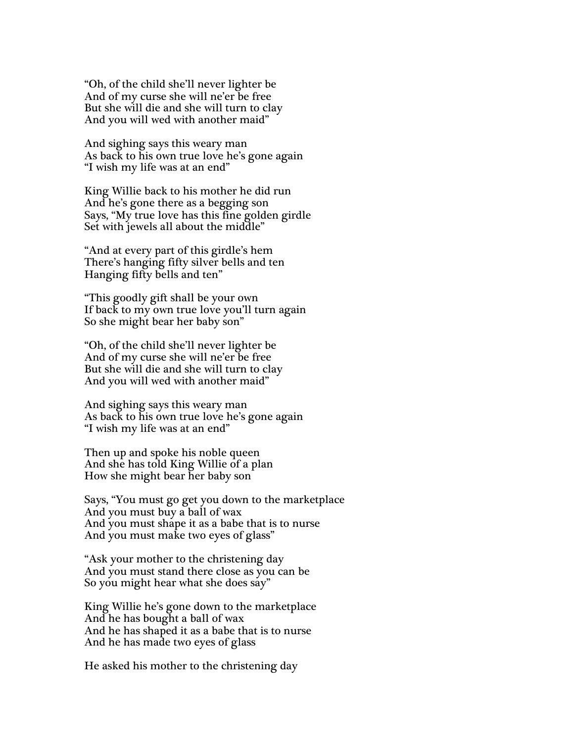"Oh, of the child she'll never lighter be
And of my curse she will ne'er be free
But she will die and she will turn to clay
And you will wed with another maid"

And sighing says this weary man
As back to his own true love he's gone again
"I wish my life was at an end"

King Willie back to his mother he did run
And he's gone there as a begging son
Says, "My true love has this fine golden girdle
Set with jewels all about the middle"

"And at every part of this girdle's hem
There's hanging fifty silver bells and ten
Hanging fifty bells and ten"

"This goodly gift shall be your own
If back to my own true love you'll turn again
So she might bear her baby son"

"Oh, of the child she'll never lighter be
And of my curse she will ne'er be free
But she will die and she will turn to clay
And you will wed with another maid"

And sighing says this weary man
As back to his own true love he's gone again
"I wish my life was at an end"

Then up and spoke his noble queen
And she has told King Willie of a plan
How she might bear her baby son

Says, "You must go get you down to the marketplace
And you must buy a ball of wax
And you must shape it as a babe that is to nurse
And you must make two eyes of glass"

"Ask your mother to the christening day
And you must stand there close as you can be
So you might hear what she does say"

King Willie he's gone down to the marketplace
And he has bought a ball of wax
And he has shaped it as a babe that is to nurse
And he has made two eyes of glass

He asked his mother to the christening day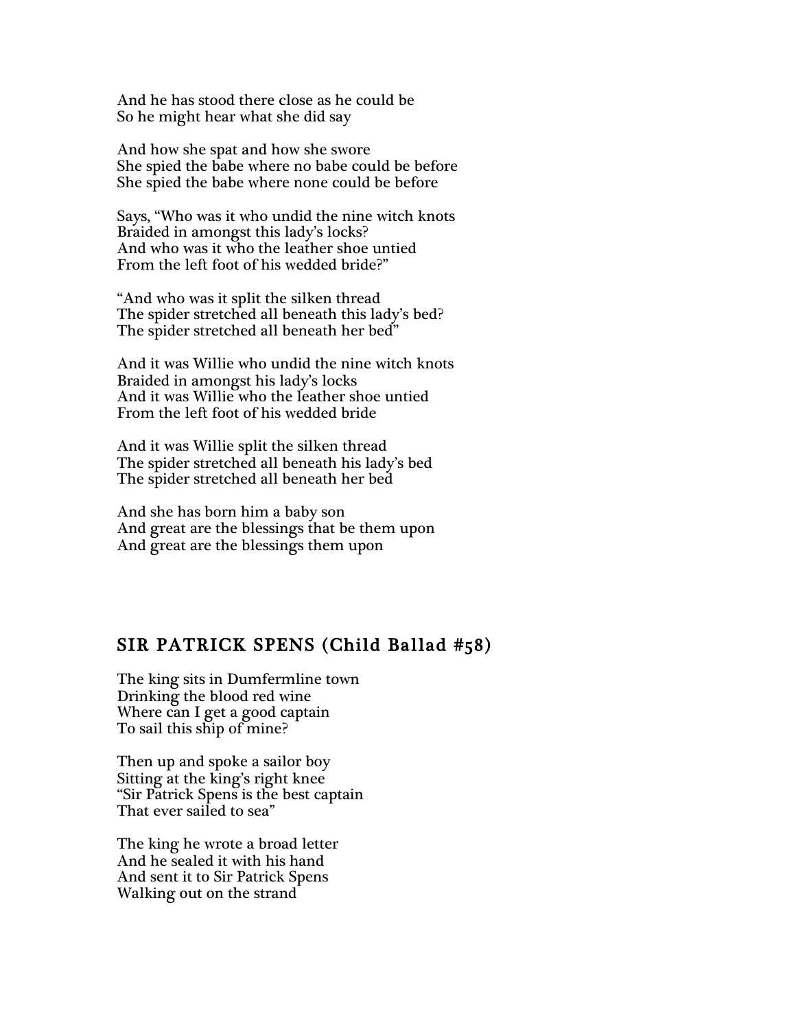And he has stood there close as he could be
So he might hear what she did say

And how she spat and how she swore
She spied the babe where no babe could be before
She spied the babe where none could be before

Says, "Who was it who undid the nine witch knots
Braided in amongst this lady's locks?
And who was it who the leather shoe untied
From the left foot of his wedded bride?"

"And who was it split the silken thread
The spider stretched all beneath this lady's bed?
The spider stretched all beneath her bed"

And it was Willie who undid the nine witch knots
Braided in amongst his lady's locks
And it was Willie who the leather shoe untied
From the left foot of his wedded bride

And it was Willie split the silken thread
The spider stretched all beneath his lady's bed
The spider stretched all beneath her bed

And she has born him a baby son
And great are the blessings that be them upon
And great are the blessings them upon

## SIR PATRICK SPENS (Child Ballad #58)

The king sits in Dumfermline town
Drinking the blood red wine
Where can I get a good captain
To sail this ship of mine?

Then up and spoke a sailor boy
Sitting at the king's right knee
"Sir Patrick Spens is the best captain
That ever sailed to sea"

The king he wrote a broad letter
And he sealed it with his hand
And sent it to Sir Patrick Spens
Walking out on the strand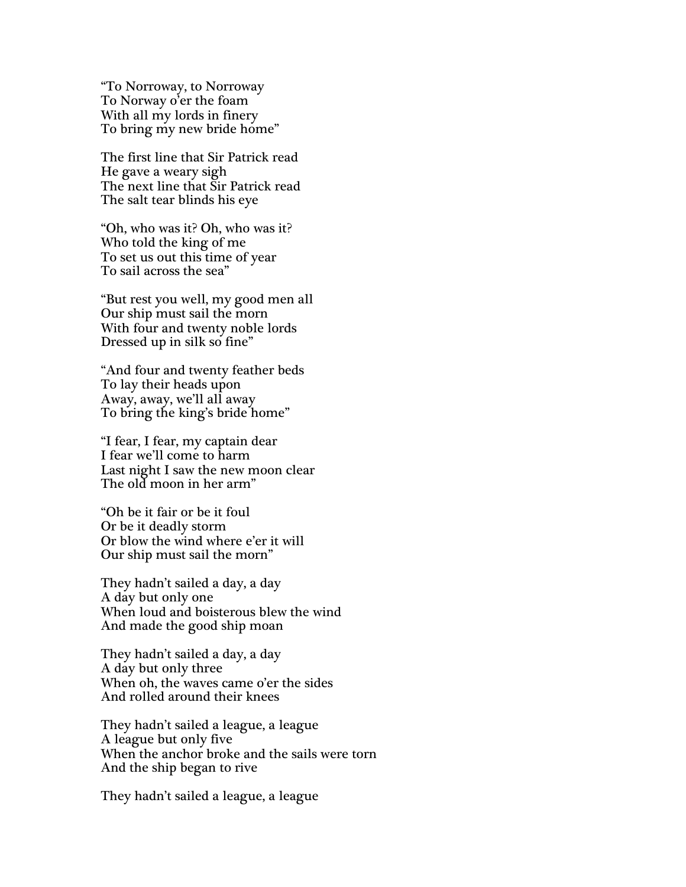"To Norroway, to Norroway
To Norway o'er the foam
With all my lords in finery
To bring my new bride home"

The first line that Sir Patrick read
He gave a weary sigh
The next line that Sir Patrick read
The salt tear blinds his eye

"Oh, who was it? Oh, who was it?
Who told the king of me
To set us out this time of year
To sail across the sea"

"But rest you well, my good men all
Our ship must sail the morn
With four and twenty noble lords
Dressed up in silk so fine"

"And four and twenty feather beds
To lay their heads upon
Away, away, we'll all away
To bring the king's bride home"

"I fear, I fear, my captain dear
I fear we'll come to harm
Last night I saw the new moon clear
The old moon in her arm"

"Oh be it fair or be it foul
Or be it deadly storm
Or blow the wind where e'er it will
Our ship must sail the morn"

They hadn't sailed a day, a day
A day but only one
When loud and boisterous blew the wind
And made the good ship moan

They hadn't sailed a day, a day
A day but only three
When oh, the waves came o'er the sides
And rolled around their knees

They hadn't sailed a league, a league
A league but only five
When the anchor broke and the sails were torn
And the ship began to rive

They hadn't sailed a league, a league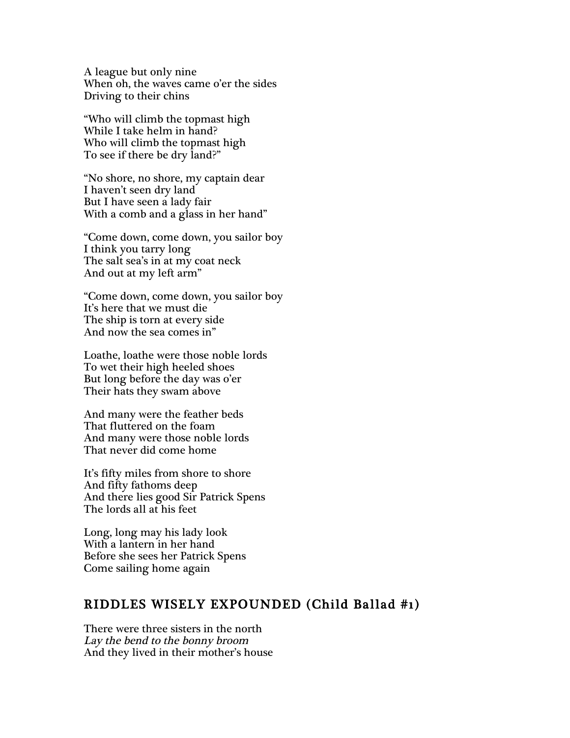A league but only nine
When oh, the waves came o'er the sides
Driving to their chins

"Who will climb the topmast high
While I take helm in hand?
Who will climb the topmast high
To see if there be dry land?"

"No shore, no shore, my captain dear
I haven't seen dry land
But I have seen a lady fair
With a comb and a glass in her hand"

"Come down, come down, you sailor boy
I think you tarry long
The salt sea's in at my coat neck
And out at my left arm"

"Come down, come down, you sailor boy
It's here that we must die
The ship is torn at every side
And now the sea comes in"

Loathe, loathe were those noble lords
To wet their high heeled shoes
But long before the day was o'er
Their hats they swam above

And many were the feather beds
That fluttered on the foam
And many were those noble lords
That never did come home

It's fifty miles from shore to shore
And fifty fathoms deep
And there lies good Sir Patrick Spens
The lords all at his feet

Long, long may his lady look
With a lantern in her hand
Before she sees her Patrick Spens
Come sailing home again

## RIDDLES WISELY EXPOUNDED (Child Ballad #1)

There were three sisters in the north
*Lay the bend to the bonny broom*
And they lived in their mother's house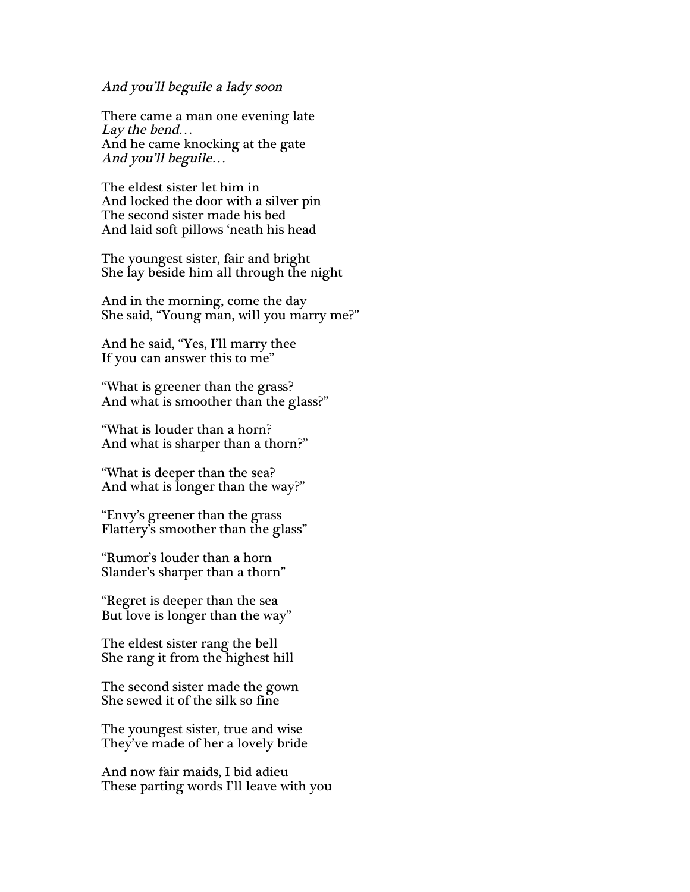*And you'll beguile a lady soon*

There came a man one evening late  
*Lay the bend…*  
And he came knocking at the gate  
*And you'll beguile…*

The eldest sister let him in  
And locked the door with a silver pin  
The second sister made his bed  
And laid soft pillows 'neath his head

The youngest sister, fair and bright  
She lay beside him all through the night

And in the morning, come the day  
She said, "Young man, will you marry me?"

And he said, "Yes, I'll marry thee  
If you can answer this to me"

"What is greener than the grass?  
And what is smoother than the glass?"

"What is louder than a horn?  
And what is sharper than a thorn?"

"What is deeper than the sea?  
And what is longer than the way?"

"Envy's greener than the grass  
Flattery's smoother than the glass"

"Rumor's louder than a horn  
Slander's sharper than a thorn"

"Regret is deeper than the sea  
But love is longer than the way"

The eldest sister rang the bell  
She rang it from the highest hill

The second sister made the gown  
She sewed it of the silk so fine

The youngest sister, true and wise  
They've made of her a lovely bride

And now fair maids, I bid adieu  
These parting words I'll leave with you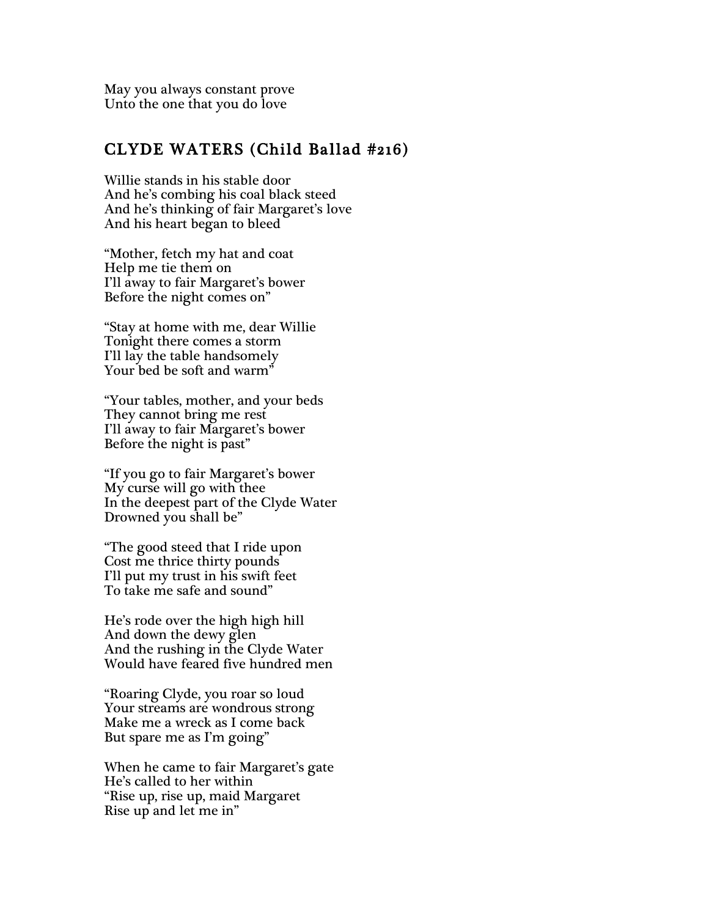May you always constant prove  
Unto the one that you do love

## CLYDE WATERS (Child Ballad #216)

Willie stands in his stable door  
And he's combing his coal black steed  
And he's thinking of fair Margaret's love  
And his heart began to bleed

"Mother, fetch my hat and coat  
Help me tie them on  
I'll away to fair Margaret's bower  
Before the night comes on"

"Stay at home with me, dear Willie  
Tonight there comes a storm  
I'll lay the table handsomely  
Your bed be soft and warm"

"Your tables, mother, and your beds  
They cannot bring me rest  
I'll away to fair Margaret's bower  
Before the night is past"

"If you go to fair Margaret's bower  
My curse will go with thee  
In the deepest part of the Clyde Water  
Drowned you shall be"

"The good steed that I ride upon  
Cost me thrice thirty pounds  
I'll put my trust in his swift feet  
To take me safe and sound"

He's rode over the high high hill  
And down the dewy glen  
And the rushing in the Clyde Water  
Would have feared five hundred men

"Roaring Clyde, you roar so loud  
Your streams are wondrous strong  
Make me a wreck as I come back  
But spare me as I'm going"

When he came to fair Margaret's gate  
He's called to her within  
"Rise up, rise up, maid Margaret  
Rise up and let me in"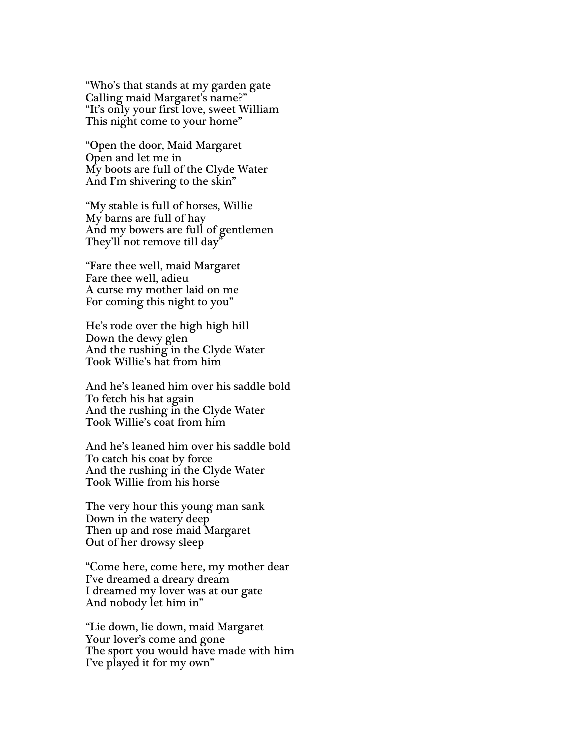"Who's that stands at my garden gate
Calling maid Margaret's name?"
"It's only your first love, sweet William
This night come to your home"

"Open the door, Maid Margaret
Open and let me in
My boots are full of the Clyde Water
And I'm shivering to the skin"

"My stable is full of horses, Willie
My barns are full of hay
And my bowers are full of gentlemen
They'll not remove till day"

"Fare thee well, maid Margaret
Fare thee well, adieu
A curse my mother laid on me
For coming this night to you"

He's rode over the high high hill
Down the dewy glen
And the rushing in the Clyde Water
Took Willie's hat from him

And he's leaned him over his saddle bold
To fetch his hat again
And the rushing in the Clyde Water
Took Willie's coat from him

And he's leaned him over his saddle bold
To catch his coat by force
And the rushing in the Clyde Water
Took Willie from his horse

The very hour this young man sank
Down in the watery deep
Then up and rose maid Margaret
Out of her drowsy sleep

"Come here, come here, my mother dear
I've dreamed a dreary dream
I dreamed my lover was at our gate
And nobody let him in"

"Lie down, lie down, maid Margaret
Your lover's come and gone
The sport you would have made with him
I've played it for my own"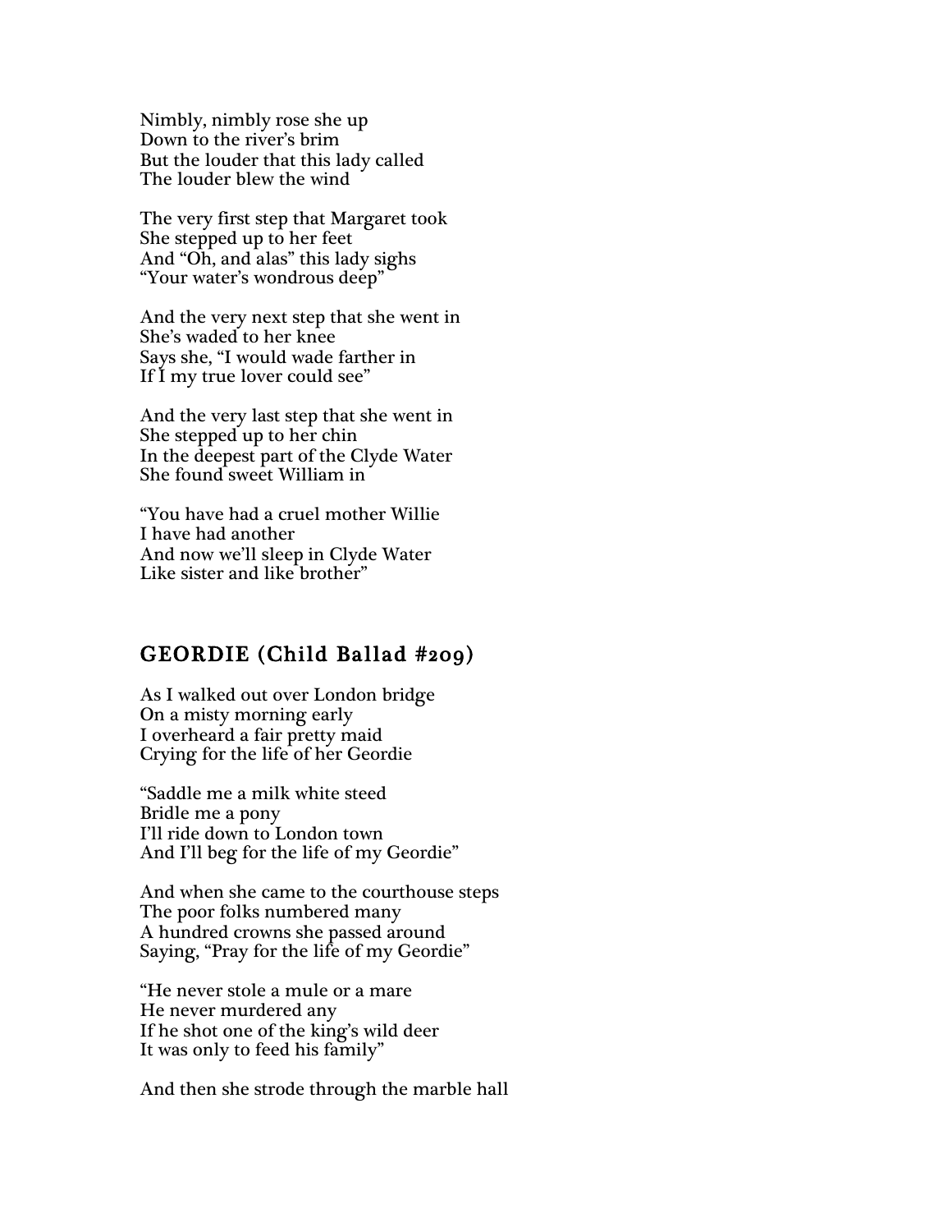Nimbly, nimbly rose she up
Down to the river's brim
But the louder that this lady called
The louder blew the wind

The very first step that Margaret took
She stepped up to her feet
And "Oh, and alas" this lady sighs
"Your water's wondrous deep"

And the very next step that she went in
She's waded to her knee
Says she, "I would wade farther in
If I my true lover could see"

And the very last step that she went in
She stepped up to her chin
In the deepest part of the Clyde Water
She found sweet William in

"You have had a cruel mother Willie
I have had another
And now we'll sleep in Clyde Water
Like sister and like brother"

## GEORDIE (Child Ballad #209)

As I walked out over London bridge
On a misty morning early
I overheard a fair pretty maid
Crying for the life of her Geordie

"Saddle me a milk white steed
Bridle me a pony
I'll ride down to London town
And I'll beg for the life of my Geordie"

And when she came to the courthouse steps
The poor folks numbered many
A hundred crowns she passed around
Saying, "Pray for the life of my Geordie"

"He never stole a mule or a mare
He never murdered any
If he shot one of the king's wild deer
It was only to feed his family"

And then she strode through the marble hall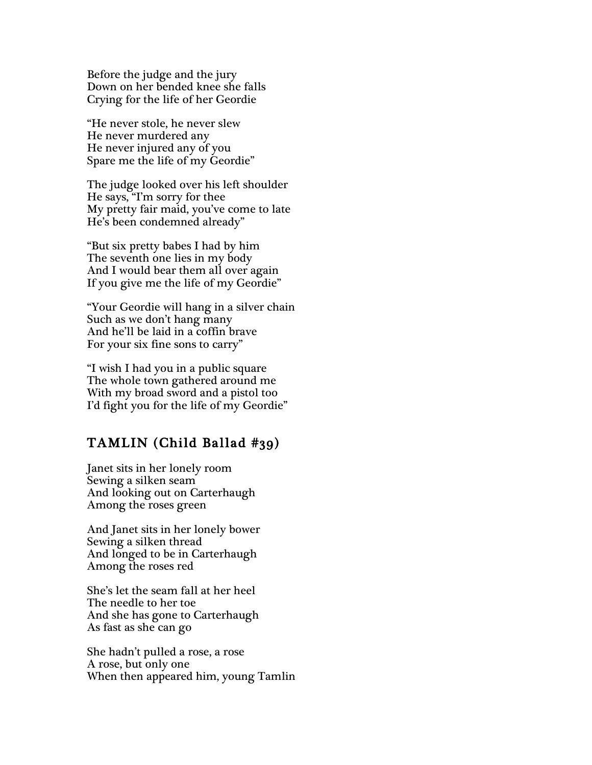Before the judge and the jury
Down on her bended knee she falls
Crying for the life of her Geordie

"He never stole, he never slew
He never murdered any
He never injured any of you
Spare me the life of my Geordie"

The judge looked over his left shoulder
He says, "I'm sorry for thee
My pretty fair maid, you've come to late
He's been condemned already"

"But six pretty babes I had by him
The seventh one lies in my body
And I would bear them all over again
If you give me the life of my Geordie"

"Your Geordie will hang in a silver chain
Such as we don't hang many
And he'll be laid in a coffin brave
For your six fine sons to carry"

"I wish I had you in a public square
The whole town gathered around me
With my broad sword and a pistol too
I'd fight you for the life of my Geordie"

## TAMLIN (Child Ballad #39)

Janet sits in her lonely room
Sewing a silken seam
And looking out on Carterhaugh
Among the roses green

And Janet sits in her lonely bower
Sewing a silken thread
And longed to be in Carterhaugh
Among the roses red

She's let the seam fall at her heel
The needle to her toe
And she has gone to Carterhaugh
As fast as she can go

She hadn't pulled a rose, a rose
A rose, but only one
When then appeared him, young Tamlin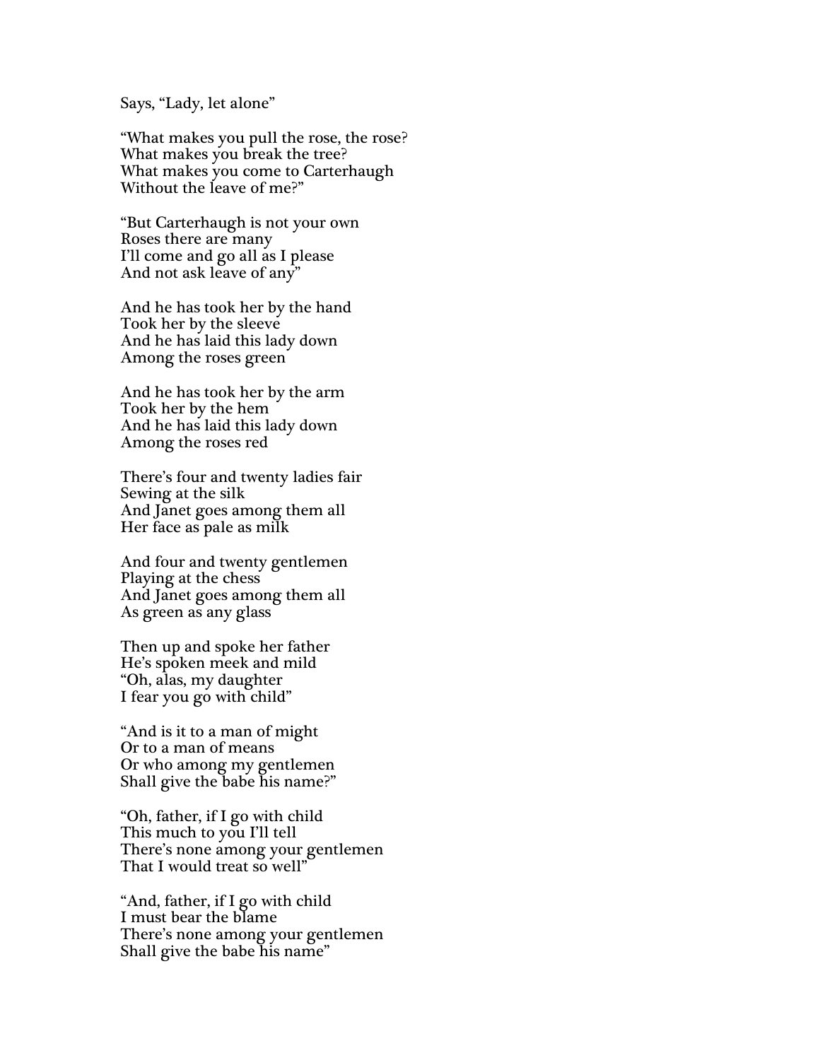Says, “Lady, let alone”

“What makes you pull the rose, the rose?  
What makes you break the tree?  
What makes you come to Carterhaugh  
Without the leave of me?”

“But Carterhaugh is not your own  
Roses there are many  
I’ll come and go all as I please  
And not ask leave of any”

And he has took her by the hand  
Took her by the sleeve  
And he has laid this lady down  
Among the roses green

And he has took her by the arm  
Took her by the hem  
And he has laid this lady down  
Among the roses red

There’s four and twenty ladies fair  
Sewing at the silk  
And Janet goes among them all  
Her face as pale as milk

And four and twenty gentlemen  
Playing at the chess  
And Janet goes among them all  
As green as any glass

Then up and spoke her father  
He’s spoken meek and mild  
“Oh, alas, my daughter  
I fear you go with child”

“And is it to a man of might  
Or to a man of means  
Or who among my gentlemen  
Shall give the babe his name?”

“Oh, father, if I go with child  
This much to you I’ll tell  
There’s none among your gentlemen  
That I would treat so well”

“And, father, if I go with child  
I must bear the blame  
There’s none among your gentlemen  
Shall give the babe his name”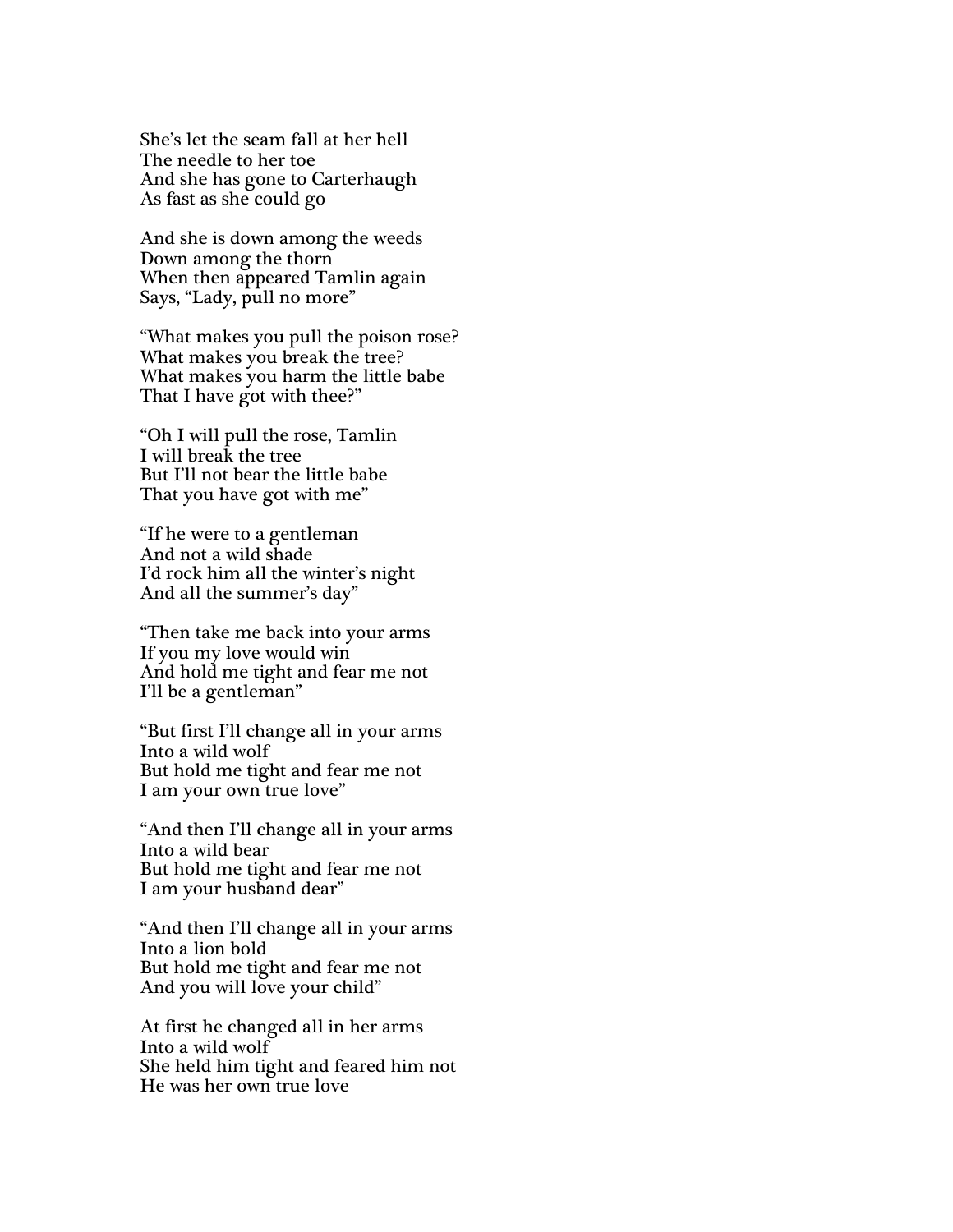She's let the seam fall at her hell
The needle to her toe
And she has gone to Carterhaugh
As fast as she could go

And she is down among the weeds
Down among the thorn
When then appeared Tamlin again
Says, "Lady, pull no more"

"What makes you pull the poison rose?
What makes you break the tree?
What makes you harm the little babe
That I have got with thee?"

"Oh I will pull the rose, Tamlin
I will break the tree
But I'll not bear the little babe
That you have got with me"

"If he were to a gentleman
And not a wild shade
I'd rock him all the winter's night
And all the summer's day"

"Then take me back into your arms
If you my love would win
And hold me tight and fear me not
I'll be a gentleman"

"But first I'll change all in your arms
Into a wild wolf
But hold me tight and fear me not
I am your own true love"

"And then I'll change all in your arms
Into a wild bear
But hold me tight and fear me not
I am your husband dear"

"And then I'll change all in your arms
Into a lion bold
But hold me tight and fear me not
And you will love your child"

At first he changed all in her arms
Into a wild wolf
She held him tight and feared him not
He was her own true love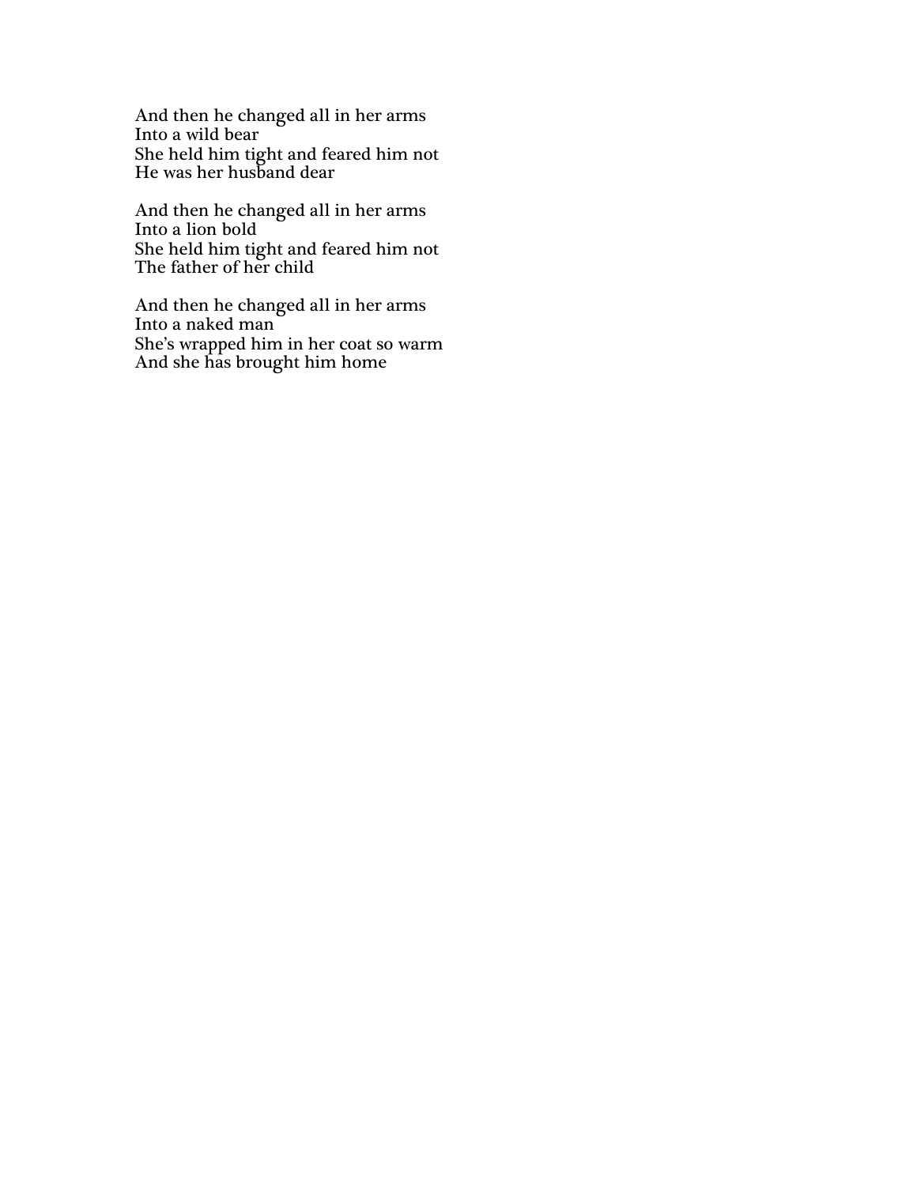And then he changed all in her arms  
Into a wild bear  
She held him tight and feared him not  
He was her husband dear

And then he changed all in her arms  
Into a lion bold  
She held him tight and feared him not  
The father of her child

And then he changed all in her arms  
Into a naked man  
She's wrapped him in her coat so warm  
And she has brought him home